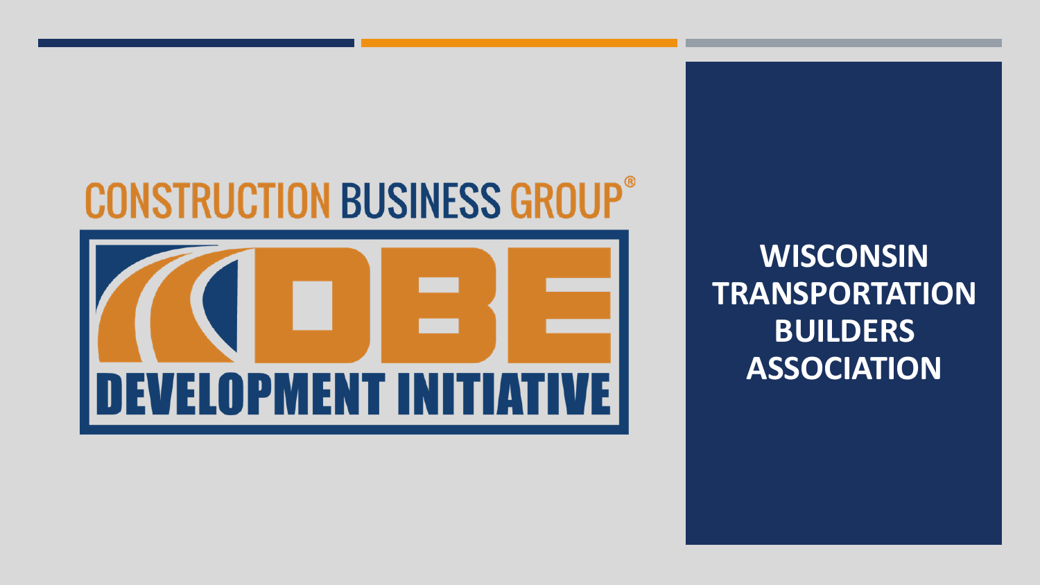CONSTRUCTION BUSINESS GROUP®

DBE

DEVELOPMENT INITIATIVE

# WISCONSIN TRANSPORTATION BUILDERS ASSOCIATION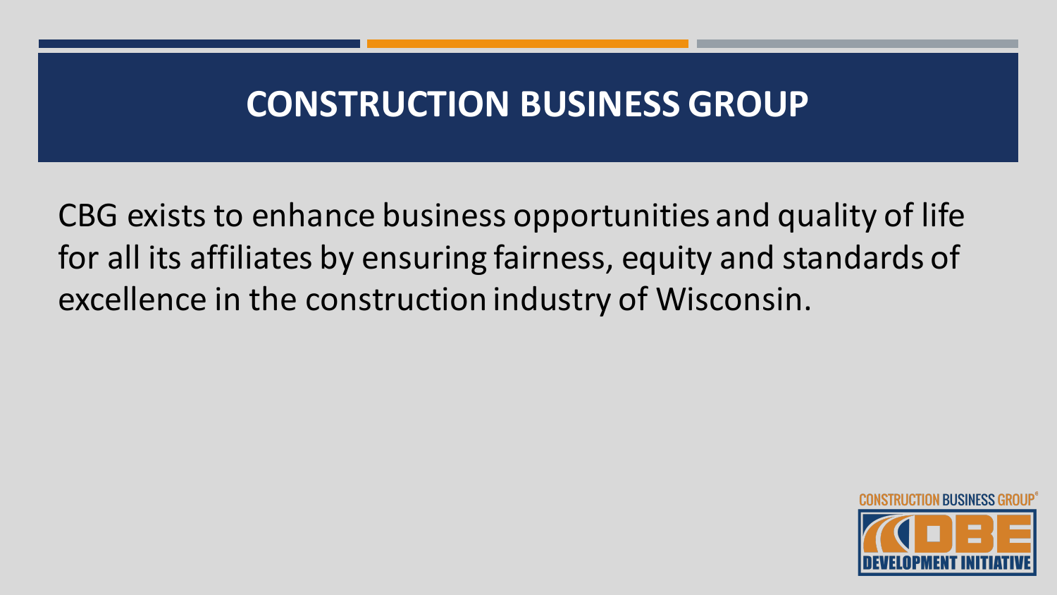# CONSTRUCTION BUSINESS GROUP

CBG exists to enhance business opportunities and quality of life for all its affiliates by ensuring fairness, equity and standards of excellence in the construction industry of Wisconsin.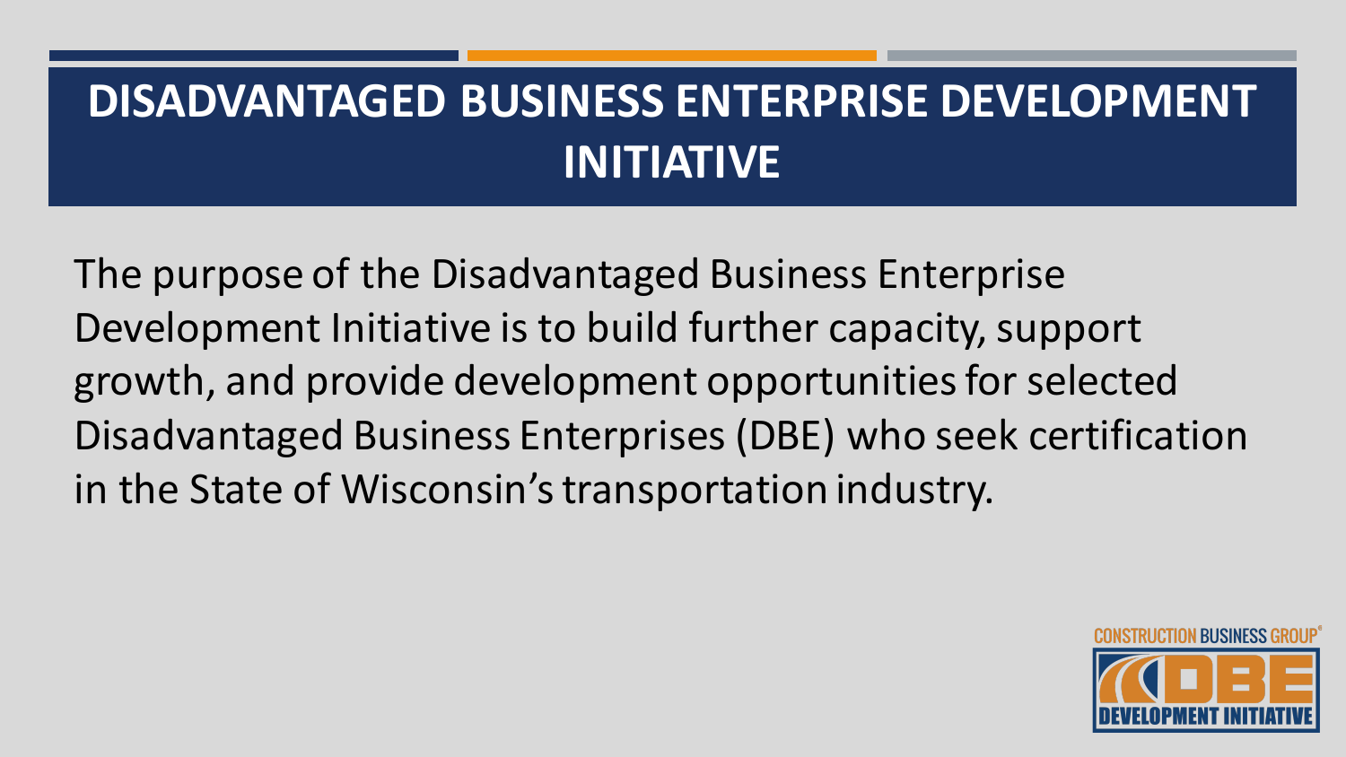# DISADVANTAGED BUSINESS ENTERPRISE DEVELOPMENT INITIATIVE

The purpose of the Disadvantaged Business Enterprise Development Initiative is to build further capacity, support growth, and provide development opportunities for selected Disadvantaged Business Enterprises (DBE) who seek certification in the State of Wisconsin's transportation industry.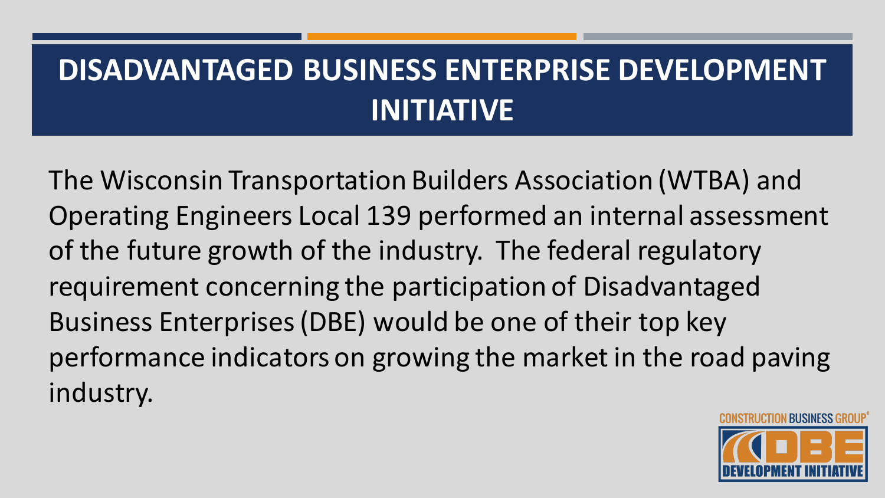# DISADVANTAGED BUSINESS ENTERPRISE DEVELOPMENT INITIATIVE

The Wisconsin Transportation Builders Association (WTBA) and Operating Engineers Local 139 performed an internal assessment of the future growth of the industry. The federal regulatory requirement concerning the participation of Disadvantaged Business Enterprises (DBE) would be one of their top key performance indicators on growing the market in the road paving industry.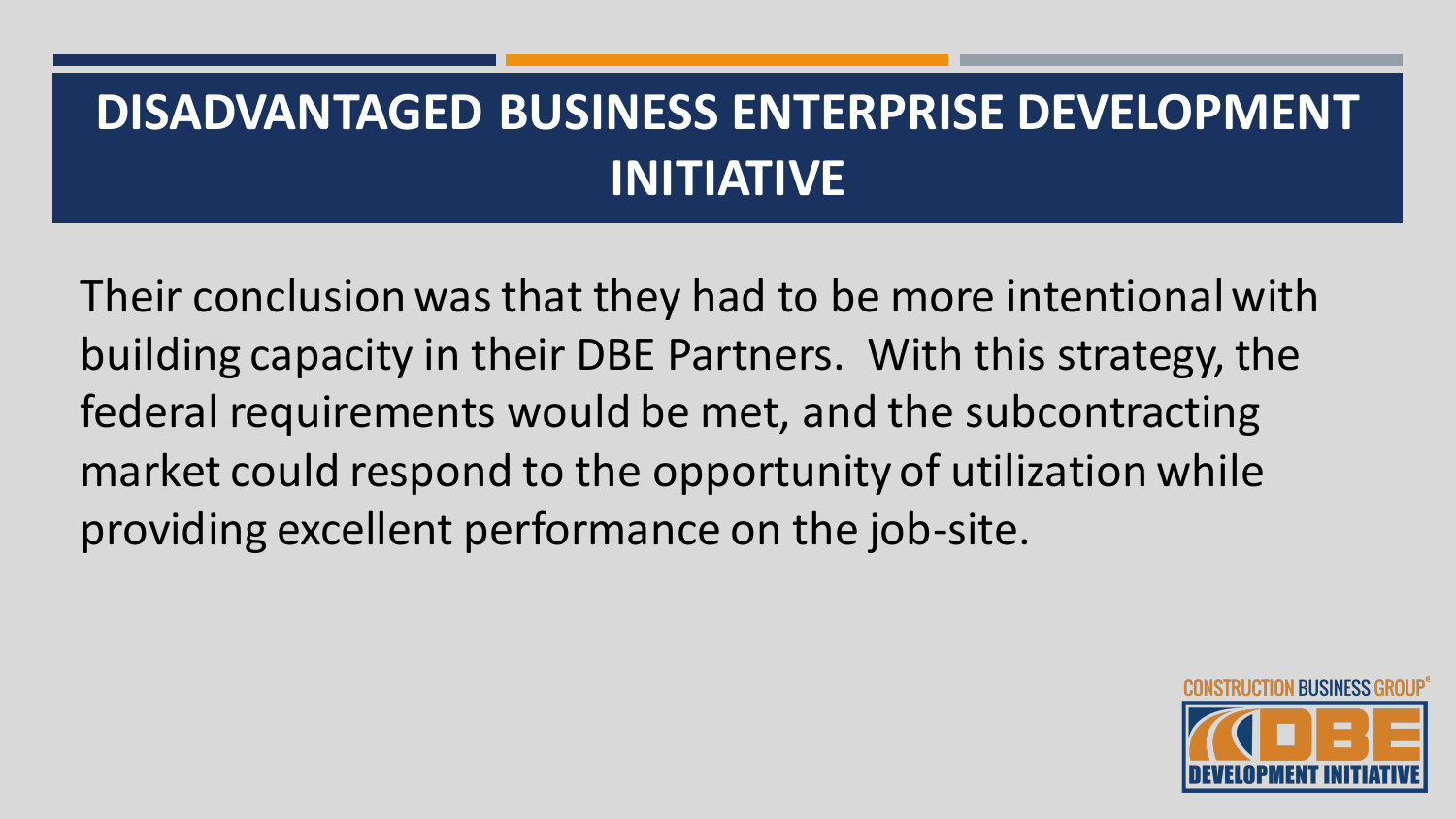# DISADVANTAGED BUSINESS ENTERPRISE DEVELOPMENT INITIATIVE

Their conclusion was that they had to be more intentional with building capacity in their DBE Partners. With this strategy, the federal requirements would be met, and the subcontracting market could respond to the opportunity of utilization while providing excellent performance on the job-site.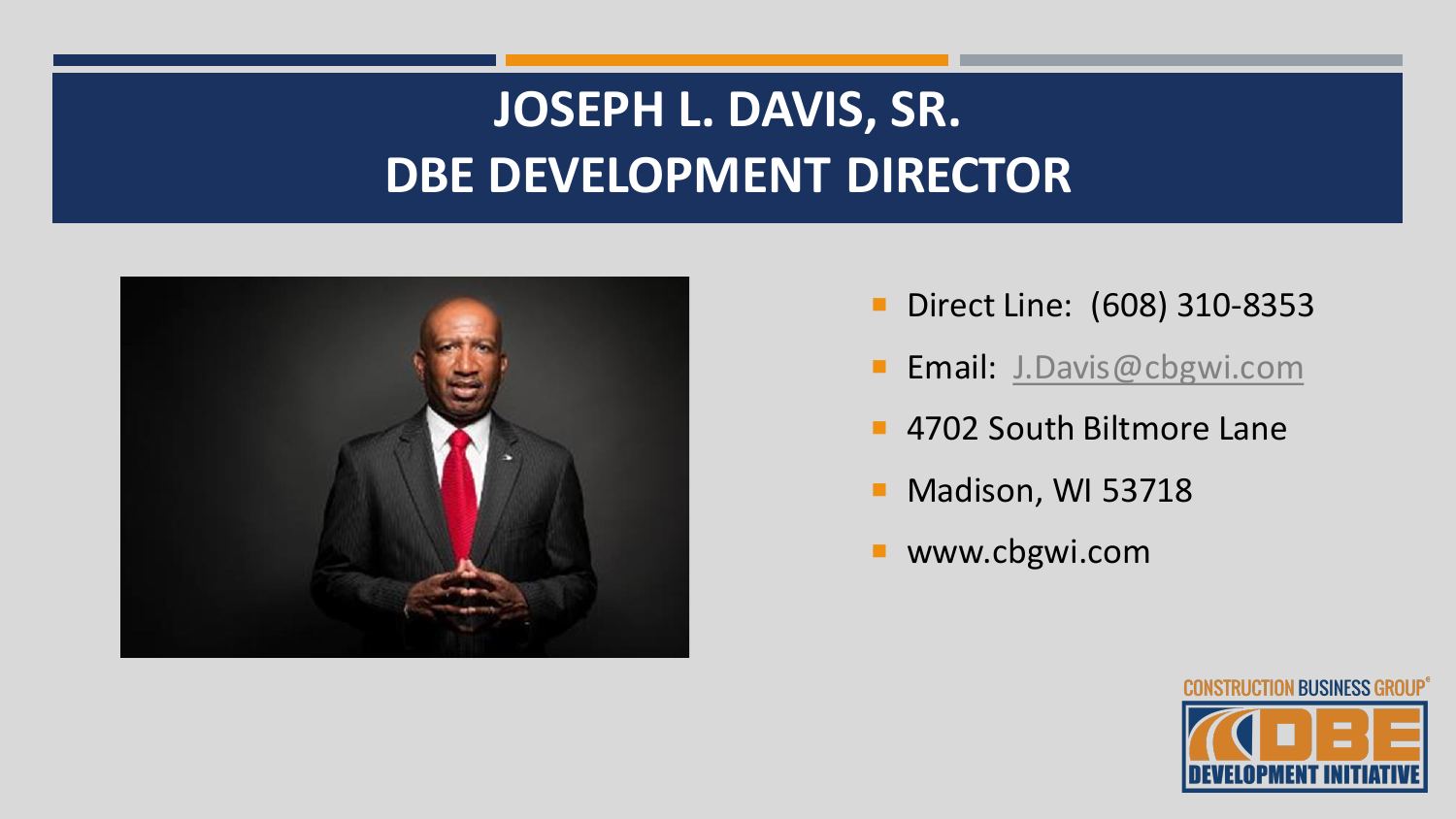# JOSEPH L. DAVIS, SR.
# DBE DEVELOPMENT DIRECTOR

- Direct Line: (608) 310-8353
- Email: J.Davis@cbgwi.com
- 4702 South Biltmore Lane
- Madison, WI 53718
- www.cbgwi.com

CONSTRUCTION BUSINESS GROUP®
DBE
DEVELOPMENT INITIATIVE